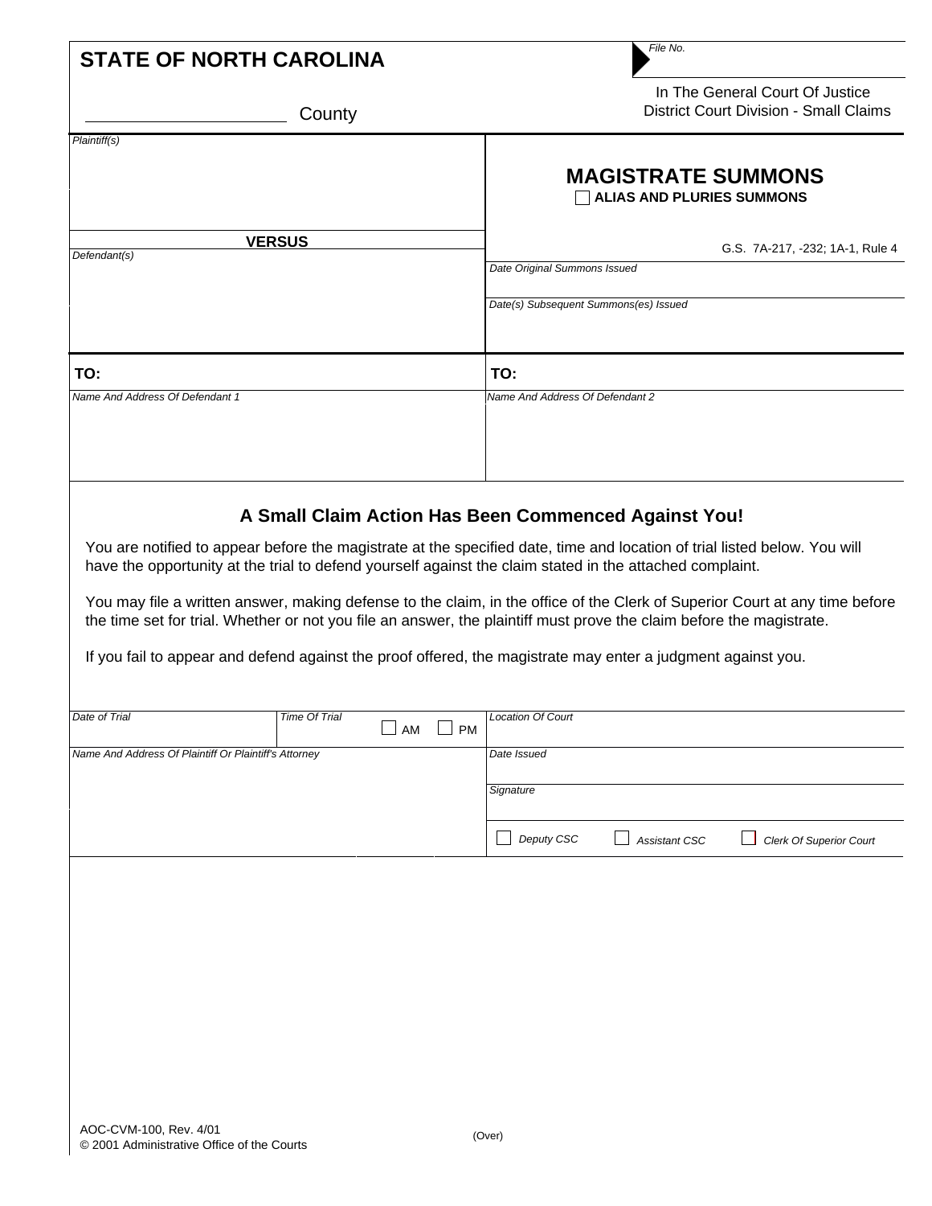**STATE OF NORTH CAROLINA**

_____________________ County

File No.

In The General Court Of Justice
District Court Division - Small Claims

| Plaintiff(s) | **MAGISTRATE SUMMONS** <br> ☐ **ALIAS AND PLURIES SUMMONS** |
|---|---|
| **VERSUS** | G.S. 7A-217, -232; 1A-1, Rule 4 |
| Defendant(s) | Date Original Summons Issued <br><br> Date(s) Subsequent Summons(es) Issued |

| **TO:** | **TO:** |
|---|---|
| Name And Address Of Defendant 1 | Name And Address Of Defendant 2 |

## A Small Claim Action Has Been Commenced Against You!

You are notified to appear before the magistrate at the specified date, time and location of trial listed below. You will have the opportunity at the trial to defend yourself against the claim stated in the attached complaint.

You may file a written answer, making defense to the claim, in the office of the Clerk of Superior Court at any time before the time set for trial. Whether or not you file an answer, the plaintiff must prove the claim before the magistrate.

If you fail to appear and defend against the proof offered, the magistrate may enter a judgment against you.

| Date of Trial | Time Of Trial ☐ AM ☐ PM | Location Of Court |
|---|---|---|
| Name And Address Of Plaintiff Or Plaintiff's Attorney | | Date Issued |
| | | Signature |
| | | ☐ Deputy CSC ☐ Assistant CSC ☐ Clerk Of Superior Court |

AOC-CVM-100, Rev. 4/01
© 2001 Administrative Office of the Courts

(Over)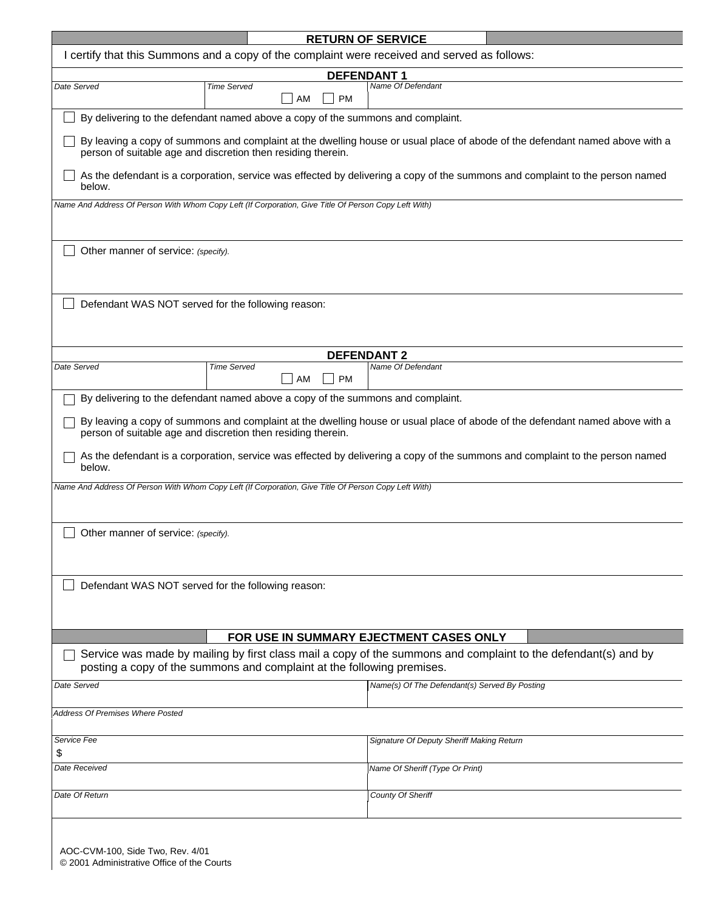## RETURN OF SERVICE

I certify that this Summons and a copy of the complaint were received and served as follows:

### DEFENDANT 1

| Date Served | Time Served | Name Of Defendant |
|---|---|---|
| | ☐ AM ☐ PM | |

☐ By delivering to the defendant named above a copy of the summons and complaint.

☐ By leaving a copy of summons and complaint at the dwelling house or usual place of abode of the defendant named above with a person of suitable age and discretion then residing therein.

☐ As the defendant is a corporation, service was effected by delivering a copy of the summons and complaint to the person named below.

*Name And Address Of Person With Whom Copy Left (If Corporation, Give Title Of Person Copy Left With)*

☐ Other manner of service: *(specify).*

☐ Defendant WAS NOT served for the following reason:

### DEFENDANT 2

| Date Served | Time Served | Name Of Defendant |
|---|---|---|
| | ☐ AM ☐ PM | |

☐ By delivering to the defendant named above a copy of the summons and complaint.

☐ By leaving a copy of summons and complaint at the dwelling house or usual place of abode of the defendant named above with a person of suitable age and discretion then residing therein.

☐ As the defendant is a corporation, service was effected by delivering a copy of the summons and complaint to the person named below.

*Name And Address Of Person With Whom Copy Left (If Corporation, Give Title Of Person Copy Left With)*

☐ Other manner of service: *(specify).*

☐ Defendant WAS NOT served for the following reason:

### FOR USE IN SUMMARY EJECTMENT CASES ONLY

☐ Service was made by mailing by first class mail a copy of the summons and complaint to the defendant(s) and by posting a copy of the summons and complaint at the following premises.

| Date Served | Name(s) Of The Defendant(s) Served By Posting |
|---|---|
| | |

*Address Of Premises Where Posted*

| | |
|---|---|
| Service Fee<br>$ | Signature Of Deputy Sheriff Making Return |
| Date Received | Name Of Sheriff (Type Or Print) |
| Date Of Return | County Of Sheriff |

AOC-CVM-100, Side Two, Rev. 4/01
© 2001 Administrative Office of the Courts